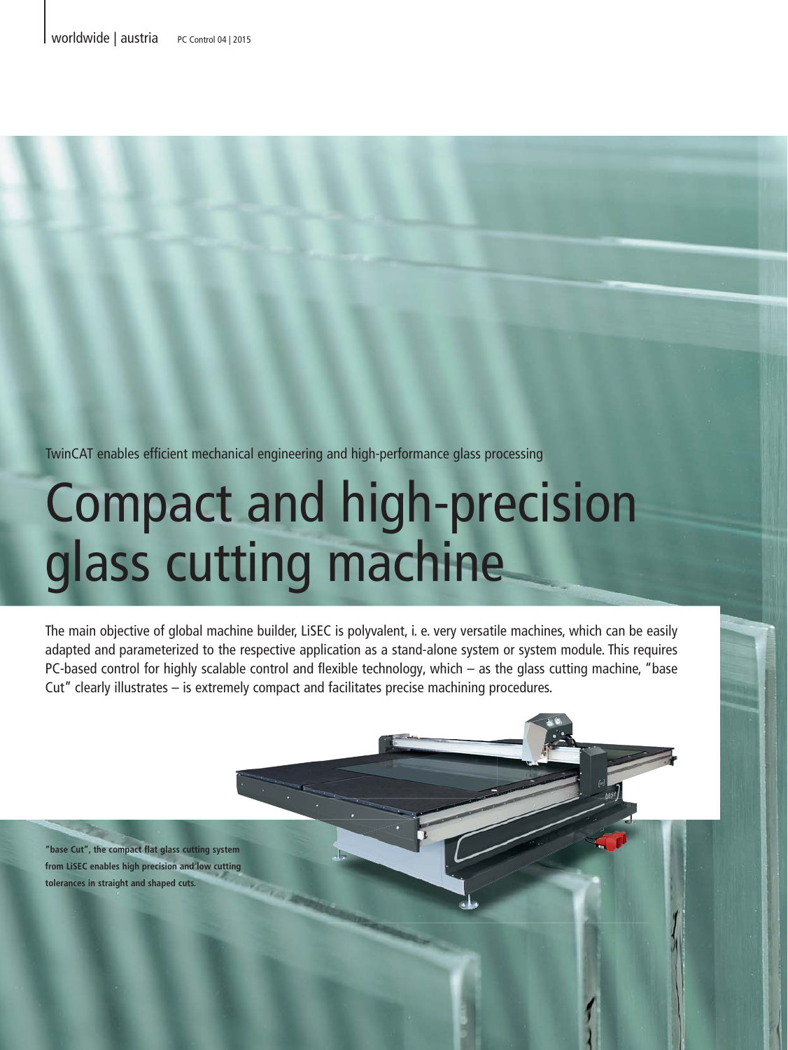TwinCAT enables efficient mechanical engineering and high-performance glass processing

# Compact and high-precision glass cutting machine

The main objective of global machine builder, LiSEC is polyvalent, i. e. very versatile machines, which can be easily adapted and parameterized to the respective application as a stand-alone system or system module. This requires PC-based control for highly scalable control and flexible technology, which – as the glass cutting machine, "base Cut" clearly illustrates – is extremely compact and facilitates precise machining procedures.

**"base Cut", the compact flat glass cutting system from LiSEC enables high precision and low cutting tolerances in straight and shaped cuts.**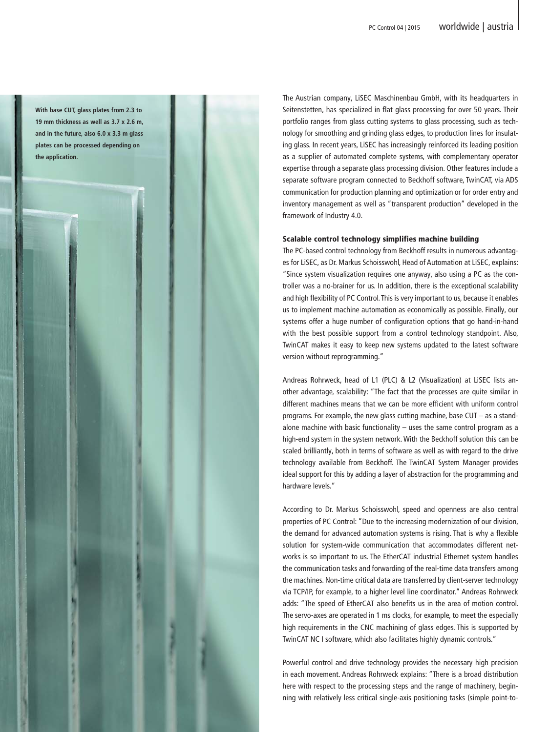**With base CUT, glass plates from 2.3 to 19 mm thickness as well as 3.7 x 2.6 m, and in the future, also 6.0 x 3.3 m glass plates can be processed depending on the application.**

The Austrian company, LiSEC Maschinenbau GmbH, with its headquarters in Seitenstetten, has specialized in flat glass processing for over 50 years. Their portfolio ranges from glass cutting systems to glass processing, such as technology for smoothing and grinding glass edges, to production lines for insulating glass. In recent years, LiSEC has increasingly reinforced its leading position as a supplier of automated complete systems, with complementary operator expertise through a separate glass processing division. Other features include a separate software program connected to Beckhoff software, TwinCAT, via ADS communication for production planning and optimization or for order entry and inventory management as well as "transparent production" developed in the framework of Industry 4.0.

### Scalable control technology simplifies machine building

The PC-based control technology from Beckhoff results in numerous advantages for LiSEC, as Dr. Markus Schoisswohl, Head of Automation at LiSEC, explains: "Since system visualization requires one anyway, also using a PC as the controller was a no-brainer for us. In addition, there is the exceptional scalability and high flexibility of PC Control. This is very important to us, because it enables us to implement machine automation as economically as possible. Finally, our systems offer a huge number of configuration options that go hand-in-hand with the best possible support from a control technology standpoint. Also, TwinCAT makes it easy to keep new systems updated to the latest software version without reprogramming."

Andreas Rohrweck, head of L1 (PLC) & L2 (Visualization) at LiSEC lists another advantage, scalability: "The fact that the processes are quite similar in different machines means that we can be more efficient with uniform control programs. For example, the new glass cutting machine, base CUT – as a standalone machine with basic functionality – uses the same control program as a high-end system in the system network. With the Beckhoff solution this can be scaled brilliantly, both in terms of software as well as with regard to the drive technology available from Beckhoff. The TwinCAT System Manager provides ideal support for this by adding a layer of abstraction for the programming and hardware levels."

According to Dr. Markus Schoisswohl, speed and openness are also central properties of PC Control: "Due to the increasing modernization of our division, the demand for advanced automation systems is rising. That is why a flexible solution for system-wide communication that accommodates different networks is so important to us. The EtherCAT industrial Ethernet system handles the communication tasks and forwarding of the real-time data transfers among the machines. Non-time critical data are transferred by client-server technology via TCP/IP, for example, to a higher level line coordinator." Andreas Rohrweck adds: "The speed of EtherCAT also benefits us in the area of motion control. The servo-axes are operated in 1 ms clocks, for example, to meet the especially high requirements in the CNC machining of glass edges. This is supported by TwinCAT NC I software, which also facilitates highly dynamic controls."

Powerful control and drive technology provides the necessary high precision in each movement. Andreas Rohrweck explains: "There is a broad distribution here with respect to the processing steps and the range of machinery, beginning with relatively less critical single-axis positioning tasks (simple point-to-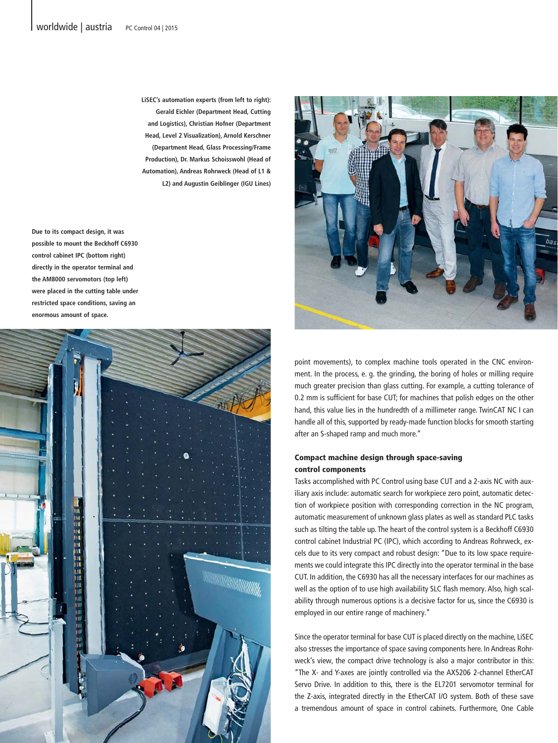LiSEC's automation experts (from left to right): Gerald Eichler (Department Head, Cutting and Logistics), Christian Hofner (Department Head, Level 2 Visualization), Arnold Kerschner (Department Head, Glass Processing/Frame Production), Dr. Markus Schoisswohl (Head of Automation), Andreas Rohrweck (Head of L1 & L2) and Augustin Geiblinger (IGU Lines)

Due to its compact design, it was possible to mount the Beckhoff C6930 control cabinet IPC (bottom right) directly in the operator terminal and the AM8000 servomotors (top left) were placed in the cutting table under restricted space conditions, saving an enormous amount of space.

point movements), to complex machine tools operated in the CNC environment. In the process, e. g. the grinding, the boring of holes or milling require much greater precision than glass cutting. For example, a cutting tolerance of 0.2 mm is sufficient for base CUT; for machines that polish edges on the other hand, this value lies in the hundredth of a millimeter range. TwinCAT NC I can handle all of this, supported by ready-made function blocks for smooth starting after an S-shaped ramp and much more."

### Compact machine design through space-saving control components

Tasks accomplished with PC Control using base CUT and a 2-axis NC with auxiliary axis include: automatic search for workpiece zero point, automatic detection of workpiece position with corresponding correction in the NC program, automatic measurement of unknown glass plates as well as standard PLC tasks such as tilting the table up. The heart of the control system is a Beckhoff C6930 control cabinet Industrial PC (IPC), which according to Andreas Rohrweck, excels due to its very compact and robust design: "Due to its low space requirements we could integrate this IPC directly into the operator terminal in the base CUT. In addition, the C6930 has all the necessary interfaces for our machines as well as the option of to use high availability SLC flash memory. Also, high scalability through numerous options is a decisive factor for us, since the C6930 is employed in our entire range of machinery."

Since the operator terminal for base CUT is placed directly on the machine, LiSEC also stresses the importance of space saving components here. In Andreas Rohrweck's view, the compact drive technology is also a major contributor in this: "The X- and Y-axes are jointly controlled via the AX5206 2-channel EtherCAT Servo Drive. In addition to this, there is the EL7201 servomotor terminal for the Z-axis, integrated directly in the EtherCAT I/O system. Both of these save a tremendous amount of space in control cabinets. Furthermore, One Cable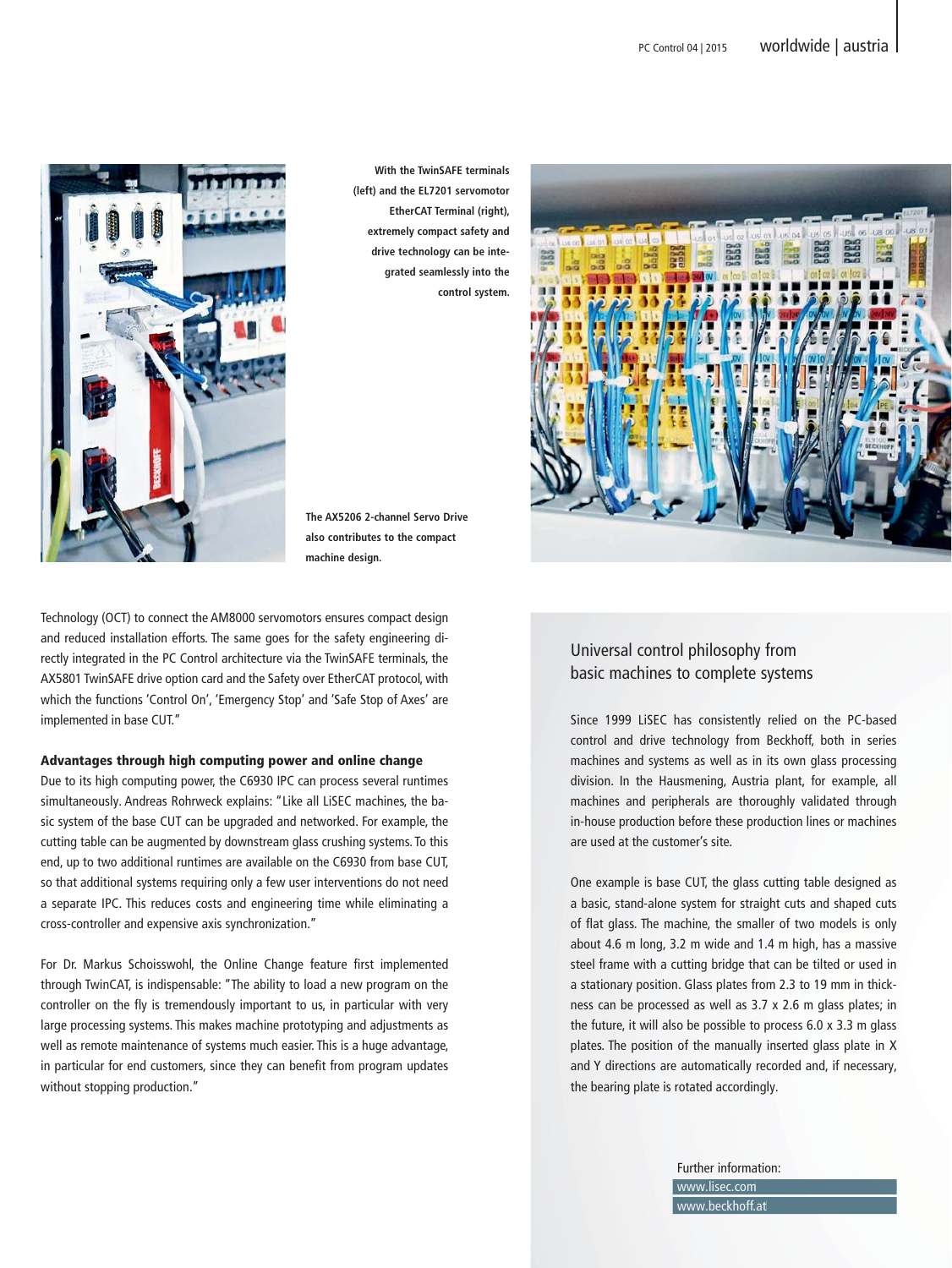With the TwinSAFE terminals (left) and the EL7201 servomotor EtherCAT Terminal (right), extremely compact safety and drive technology can be integrated seamlessly into the control system.

The AX5206 2-channel Servo Drive also contributes to the compact machine design.

Technology (OCT) to connect the AM8000 servomotors ensures compact design and reduced installation efforts. The same goes for the safety engineering directly integrated in the PC Control architecture via the TwinSAFE terminals, the AX5801 TwinSAFE drive option card and the Safety over EtherCAT protocol, with which the functions 'Control On', 'Emergency Stop' and 'Safe Stop of Axes' are implemented in base CUT."

**Advantages through high computing power and online change**

Due to its high computing power, the C6930 IPC can process several runtimes simultaneously. Andreas Rohrweck explains: "Like all LiSEC machines, the basic system of the base CUT can be upgraded and networked. For example, the cutting table can be augmented by downstream glass crushing systems. To this end, up to two additional runtimes are available on the C6930 from base CUT, so that additional systems requiring only a few user interventions do not need a separate IPC. This reduces costs and engineering time while eliminating a cross-controller and expensive axis synchronization."

For Dr. Markus Schoisswohl, the Online Change feature first implemented through TwinCAT, is indispensable: "The ability to load a new program on the controller on the fly is tremendously important to us, in particular with very large processing systems. This makes machine prototyping and adjustments as well as remote maintenance of systems much easier. This is a huge advantage, in particular for end customers, since they can benefit from program updates without stopping production."

## Universal control philosophy from basic machines to complete systems

Since 1999 LiSEC has consistently relied on the PC-based control and drive technology from Beckhoff, both in series machines and systems as well as in its own glass processing division. In the Hausmening, Austria plant, for example, all machines and peripherals are thoroughly validated through in-house production before these production lines or machines are used at the customer's site.

One example is base CUT, the glass cutting table designed as a basic, stand-alone system for straight cuts and shaped cuts of flat glass. The machine, the smaller of two models is only about 4.6 m long, 3.2 m wide and 1.4 m high, has a massive steel frame with a cutting bridge that can be tilted or used in a stationary position. Glass plates from 2.3 to 19 mm in thickness can be processed as well as 3.7 x 2.6 m glass plates; in the future, it will also be possible to process 6.0 x 3.3 m glass plates. The position of the manually inserted glass plate in X and Y directions are automatically recorded and, if necessary, the bearing plate is rotated accordingly.

Further information:
www.lisec.com
www.beckhoff.at